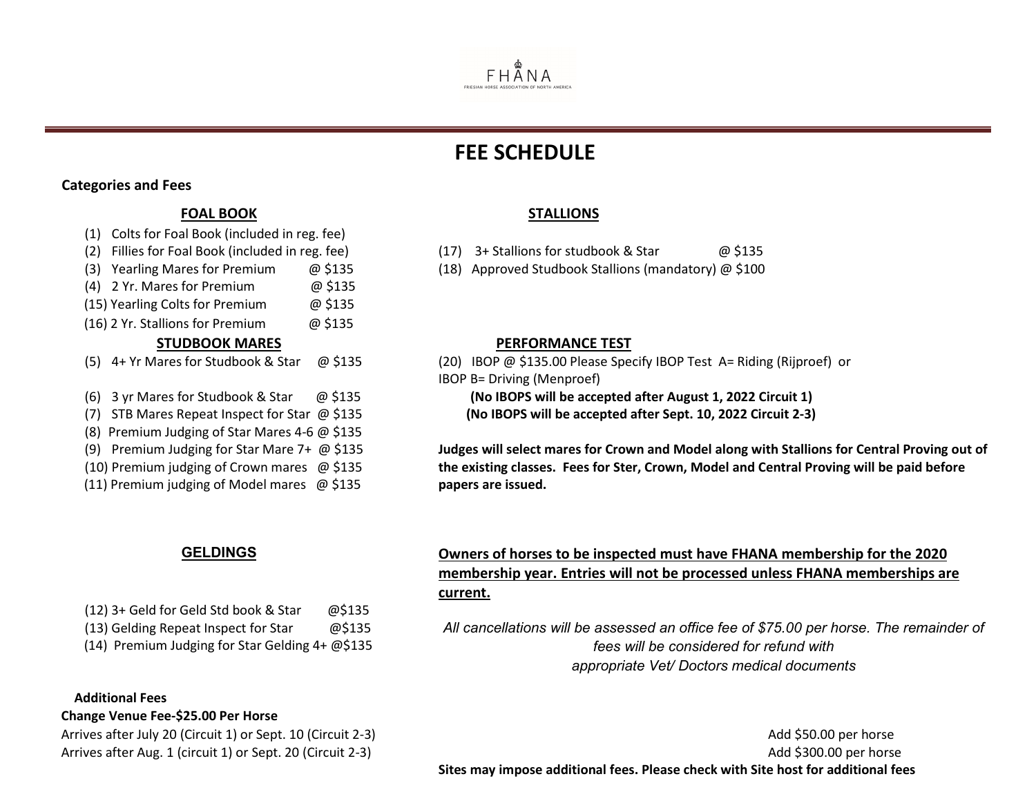FHANA

FRIESIAN HORSE ASSOCIATION OF NORTH AMERICA

# FEE SCHEDULE

**Categories and Fees**

## FOAL BOOK

(1) Colts for Foal Book (included in reg. fee)
(2) Fillies for Foal Book (included in reg. fee)
(3) Yearling Mares for Premium @ $135
(4) 2 Yr. Mares for Premium @ $135
(15) Yearling Colts for Premium @ $135
(16) 2 Yr. Stallions for Premium @ $135

## STUDBOOK MARES

(5) 4+ Yr Mares for Studbook & Star @ $135
(6) 3 yr Mares for Studbook & Star @ $135
(7) STB Mares Repeat Inspect for Star @ $135
(8) Premium Judging of Star Mares 4-6 @ $135
(9) Premium Judging for Star Mare 7+ @ $135
(10) Premium judging of Crown mares @ $135
(11) Premium judging of Model mares @ $135

## GELDINGS

(12) 3+ Geld for Geld Std book & Star @$135
(13) Gelding Repeat Inspect for Star @$135
(14) Premium Judging for Star Gelding 4+ @$135

## STALLIONS

(17) 3+ Stallions for studbook & Star @ $135
(18) Approved Studbook Stallions (mandatory) @ $100

## PERFORMANCE TEST

(20) IBOP @ $135.00 Please Specify IBOP Test A= Riding (Rijproef) or IBOP B= Driving (Menproef)

**(No IBOPS will be accepted after August 1, 2022 Circuit 1)**
**(No IBOPS will be accepted after Sept. 10, 2022 Circuit 2-3)**

**Judges will select mares for Crown and Model along with Stallions for Central Proving out of the existing classes. Fees for Ster, Crown, Model and Central Proving will be paid before papers are issued.**

**Owners of horses to be inspected must have FHANA membership for the 2020 membership year. Entries will not be processed unless FHANA memberships are current.**

*All cancellations will be assessed an office fee of $75.00 per horse. The remainder of fees will be considered for refund with appropriate Vet/ Doctors medical documents*

**Additional Fees**

**Change Venue Fee-$25.00 Per Horse**

Arrives after July 20 (Circuit 1) or Sept. 10 (Circuit 2-3) Add $50.00 per horse
Arrives after Aug. 1 (circuit 1) or Sept. 20 (Circuit 2-3) Add $300.00 per horse

**Sites may impose additional fees. Please check with Site host for additional fees**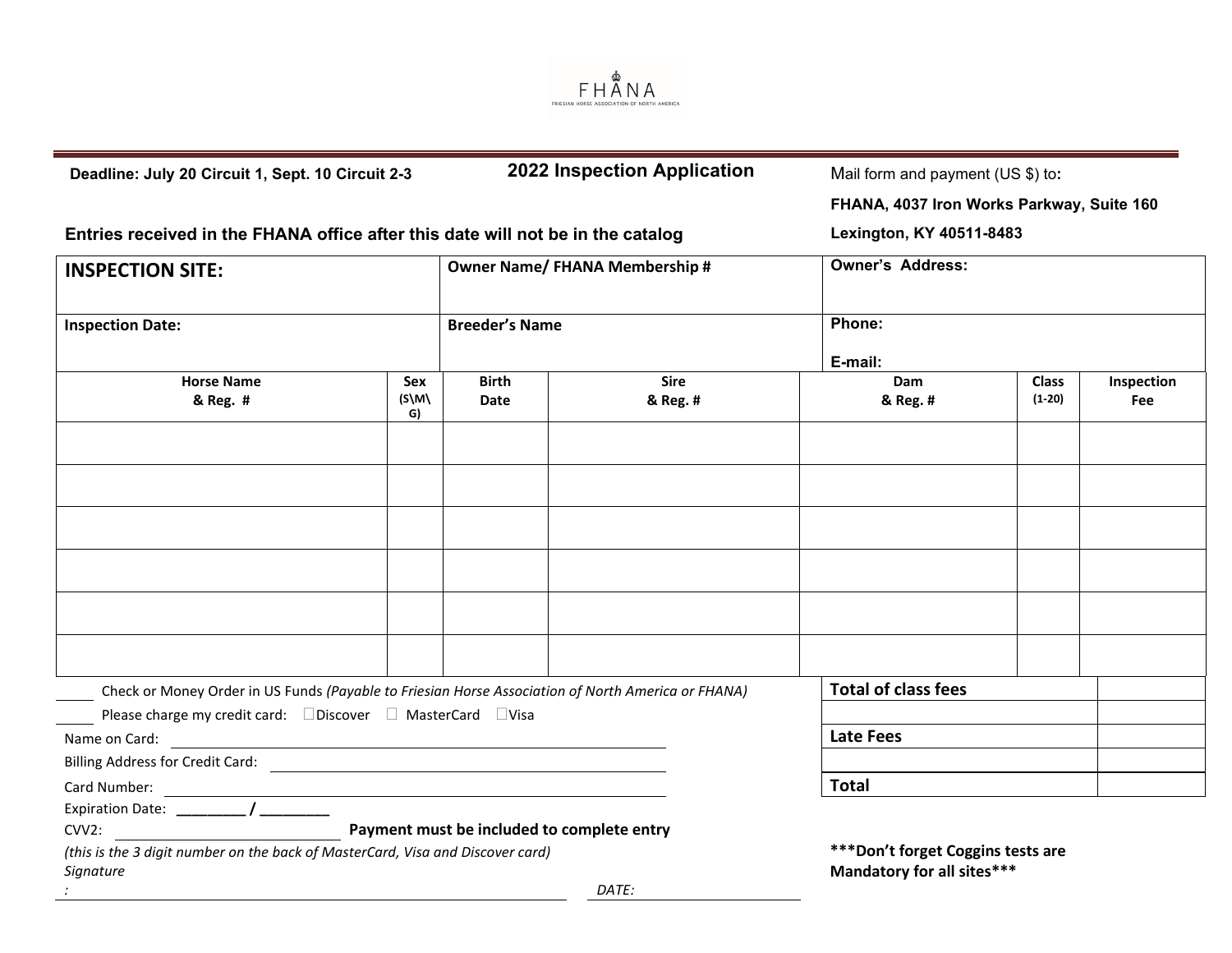FHANA

FRIESIAN HORSE ASSOCIATION OF NORTH AMERICA

**Deadline: July 20 Circuit 1, Sept. 10 Circuit 2-3**

## 2022 Inspection Application

Mail form and payment (US $) to**:**

**FHANA, 4037 Iron Works Parkway, Suite 160**

**Lexington, KY 40511-8483**

**Entries received in the FHANA office after this date will not be in the catalog**

| **INSPECTION SITE:** | **Owner Name/ FHANA Membership #** | **Owner's Address:** |
|---|---|---|
| **Inspection Date:** | **Breeder's Name** | **Phone:** <br> **E-mail:** |

| Horse Name & Reg. # | Sex (S\M\G) | Birth Date | Sire & Reg. # | Dam & Reg. # | Class (1-20) | Inspection Fee |
|---|---|---|---|---|---|---|
| | | | | | | |
| | | | | | | |
| | | | | | | |
| | | | | | | |
| | | | | | | |
| | | | | | | |

_____ Check or Money Order in US Funds *(Payable to Friesian Horse Association of North America or FHANA)*

_____ Please charge my credit card: ☐Discover ☐ MasterCard ☐Visa

Name on Card: ______________________________________________

Billing Address for Credit Card: ______________________________

Card Number: _______________________________________________

Expiration Date: ________ / ________

CVV2: ______________________ **Payment must be included to complete entry**

*(this is the 3 digit number on the back of MasterCard, Visa and Discover card)*

*Signature*
*:* ______________________________________________ *DATE:* ________________

| **Total of class fees** | |
|---|---|
| | |
| **Late Fees** | |
| | |
| **Total** | |

**\*\*\*Don't forget Coggins tests are Mandatory for all sites\*\*\***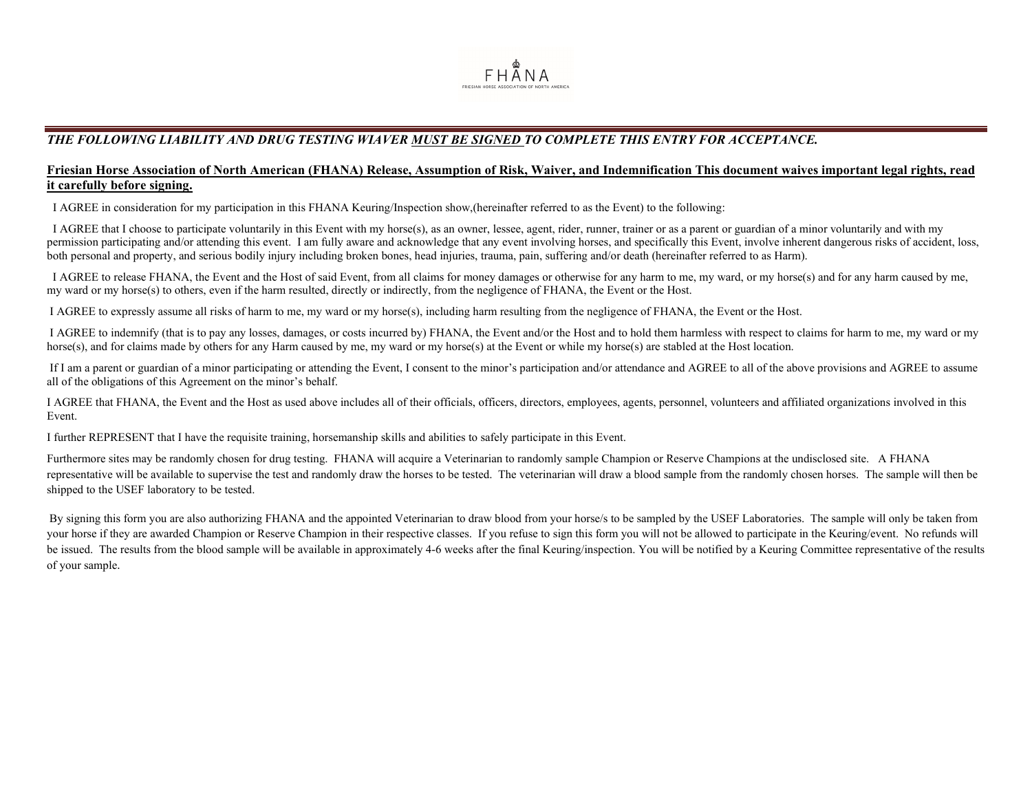FHANA

FRIESIAN HORSE ASSOCIATION OF NORTH AMERICA

***THE FOLLOWING LIABILITY AND DRUG TESTING WIAVER <u>MUST BE SIGNED</u> TO COMPLETE THIS ENTRY FOR ACCEPTANCE.***

**<u>Friesian Horse Association of North American (FHANA) Release, Assumption of Risk, Waiver, and Indemnification This document waives important legal rights, read it carefully before signing.</u>**

I AGREE in consideration for my participation in this FHANA Keuring/Inspection show,(hereinafter referred to as the Event) to the following:

I AGREE that I choose to participate voluntarily in this Event with my horse(s), as an owner, lessee, agent, rider, runner, trainer or as a parent or guardian of a minor voluntarily and with my permission participating and/or attending this event. I am fully aware and acknowledge that any event involving horses, and specifically this Event, involve inherent dangerous risks of accident, loss, both personal and property, and serious bodily injury including broken bones, head injuries, trauma, pain, suffering and/or death (hereinafter referred to as Harm).

I AGREE to release FHANA, the Event and the Host of said Event, from all claims for money damages or otherwise for any harm to me, my ward, or my horse(s) and for any harm caused by me, my ward or my horse(s) to others, even if the harm resulted, directly or indirectly, from the negligence of FHANA, the Event or the Host.

I AGREE to expressly assume all risks of harm to me, my ward or my horse(s), including harm resulting from the negligence of FHANA, the Event or the Host.

I AGREE to indemnify (that is to pay any losses, damages, or costs incurred by) FHANA, the Event and/or the Host and to hold them harmless with respect to claims for harm to me, my ward or my horse(s), and for claims made by others for any Harm caused by me, my ward or my horse(s) at the Event or while my horse(s) are stabled at the Host location.

If I am a parent or guardian of a minor participating or attending the Event, I consent to the minor's participation and/or attendance and AGREE to all of the above provisions and AGREE to assume all of the obligations of this Agreement on the minor's behalf.

I AGREE that FHANA, the Event and the Host as used above includes all of their officials, officers, directors, employees, agents, personnel, volunteers and affiliated organizations involved in this Event.

I further REPRESENT that I have the requisite training, horsemanship skills and abilities to safely participate in this Event.

Furthermore sites may be randomly chosen for drug testing. FHANA will acquire a Veterinarian to randomly sample Champion or Reserve Champions at the undisclosed site. A FHANA representative will be available to supervise the test and randomly draw the horses to be tested. The veterinarian will draw a blood sample from the randomly chosen horses. The sample will then be shipped to the USEF laboratory to be tested.

By signing this form you are also authorizing FHANA and the appointed Veterinarian to draw blood from your horse/s to be sampled by the USEF Laboratories. The sample will only be taken from your horse if they are awarded Champion or Reserve Champion in their respective classes. If you refuse to sign this form you will not be allowed to participate in the Keuring/event. No refunds will be issued. The results from the blood sample will be available in approximately 4-6 weeks after the final Keuring/inspection. You will be notified by a Keuring Committee representative of the results of your sample.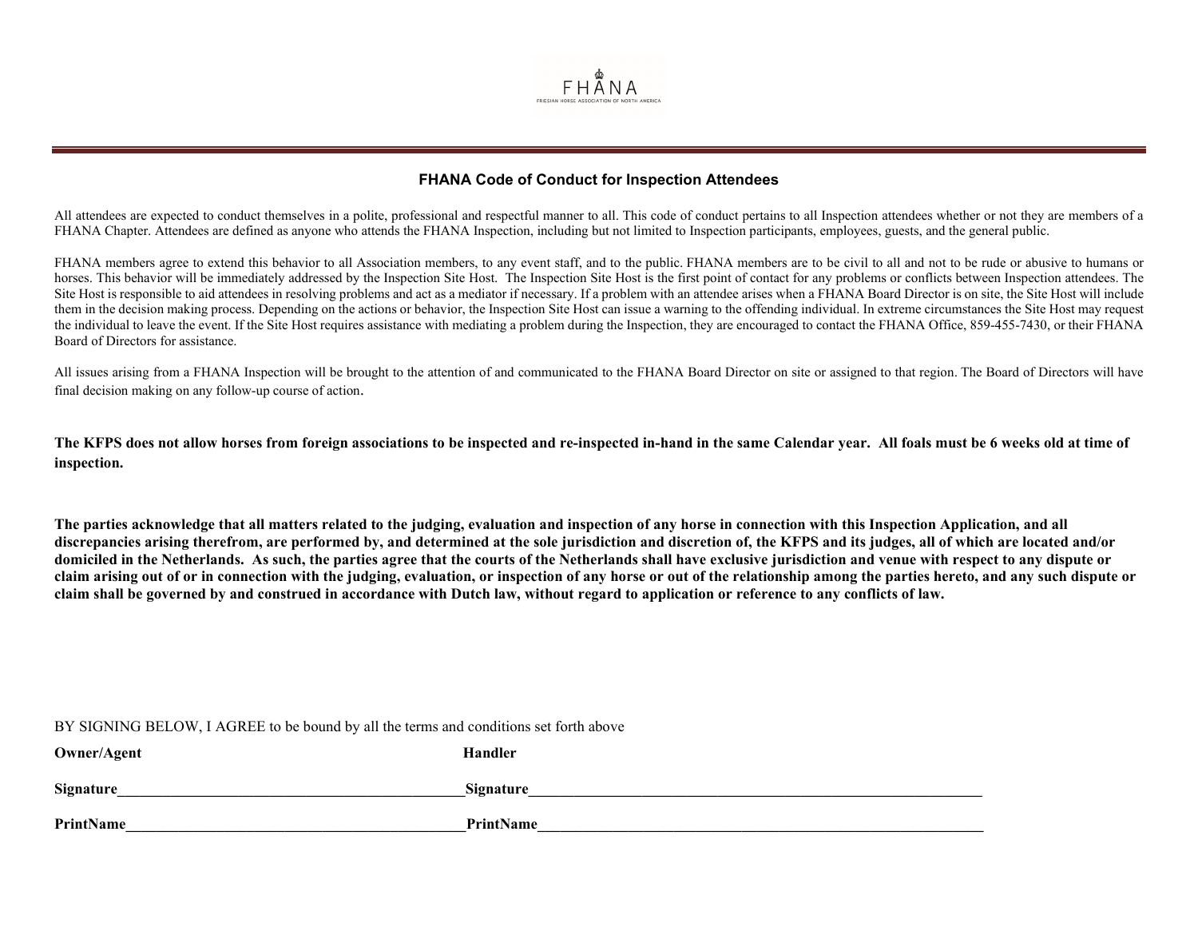FHANA

FRIESIAN HORSE ASSOCIATION OF NORTH AMERICA

## FHANA Code of Conduct for Inspection Attendees

All attendees are expected to conduct themselves in a polite, professional and respectful manner to all. This code of conduct pertains to all Inspection attendees whether or not they are members of a FHANA Chapter. Attendees are defined as anyone who attends the FHANA Inspection, including but not limited to Inspection participants, employees, guests, and the general public.

FHANA members agree to extend this behavior to all Association members, to any event staff, and to the public. FHANA members are to be civil to all and not to be rude or abusive to humans or horses. This behavior will be immediately addressed by the Inspection Site Host. The Inspection Site Host is the first point of contact for any problems or conflicts between Inspection attendees. The Site Host is responsible to aid attendees in resolving problems and act as a mediator if necessary. If a problem with an attendee arises when a FHANA Board Director is on site, the Site Host will include them in the decision making process. Depending on the actions or behavior, the Inspection Site Host can issue a warning to the offending individual. In extreme circumstances the Site Host may request the individual to leave the event. If the Site Host requires assistance with mediating a problem during the Inspection, they are encouraged to contact the FHANA Office, 859-455-7430, or their FHANA Board of Directors for assistance.

All issues arising from a FHANA Inspection will be brought to the attention of and communicated to the FHANA Board Director on site or assigned to that region. The Board of Directors will have final decision making on any follow-up course of action.

**The KFPS does not allow horses from foreign associations to be inspected and re-inspected in-hand in the same Calendar year. All foals must be 6 weeks old at time of inspection.**

**The parties acknowledge that all matters related to the judging, evaluation and inspection of any horse in connection with this Inspection Application, and all discrepancies arising therefrom, are performed by, and determined at the sole jurisdiction and discretion of, the KFPS and its judges, all of which are located and/or domiciled in the Netherlands. As such, the parties agree that the courts of the Netherlands shall have exclusive jurisdiction and venue with respect to any dispute or claim arising out of or in connection with the judging, evaluation, or inspection of any horse or out of the relationship among the parties hereto, and any such dispute or claim shall be governed by and construed in accordance with Dutch law, without regard to application or reference to any conflicts of law.**

BY SIGNING BELOW, I AGREE to be bound by all the terms and conditions set forth above

**Owner/Agent** **Handler**

**Signature**________________________________________________**Signature**_______________________________________________________________

**PrintName**_______________________________________________**PrintName**______________________________________________________________